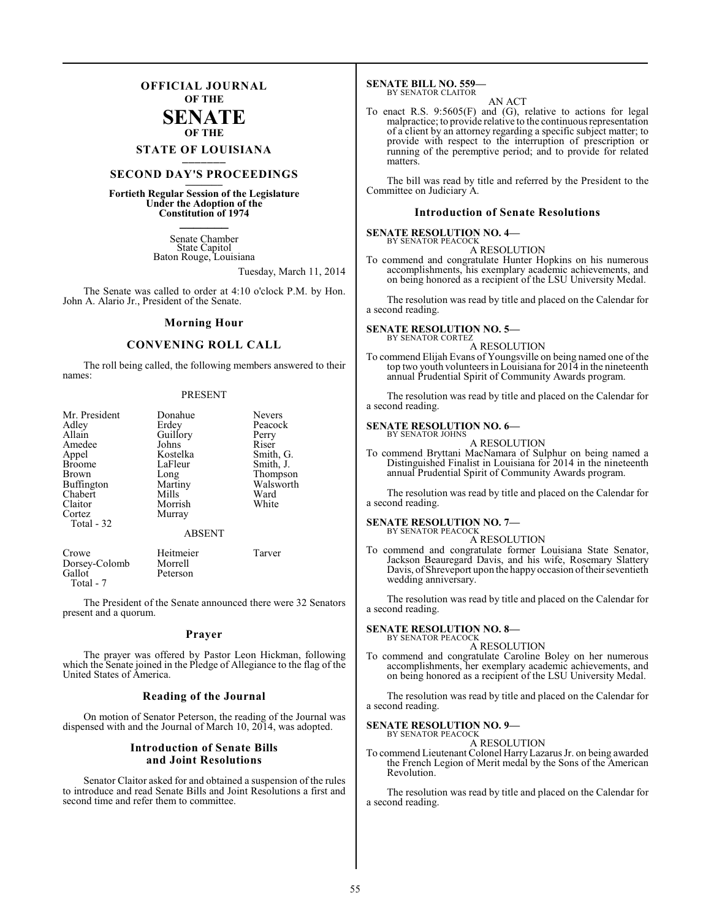# OFFICIAL JOURNAL OF THE SENATE OF THE STATE OF LOUISIANA

## SECOND DAY'S PROCEEDINGS

**Fortieth Regular Session of the Legislature Under the Adoption of the Constitution of 1974**

Senate Chamber
State Capitol
Baton Rouge, Louisiana

Tuesday, March 11, 2014

The Senate was called to order at 4:10 o'clock P.M. by Hon. John A. Alario Jr., President of the Senate.

### Morning Hour

### CONVENING ROLL CALL

The roll being called, the following members answered to their names:

PRESENT

| | | |
|---|---|---|
| Mr. President | Donahue | Nevers |
| Adley | Erdey | Peacock |
| Allain | Guillory | Perry |
| Amedee | Johns | Riser |
| Appel | Kostelka | Smith, G. |
| Broome | LaFleur | Smith, J. |
| Brown | Long | Thompson |
| Buffington | Martiny | Walsworth |
| Chabert | Mills | Ward |
| Claitor | Morrish | White |
| Cortez | Murray | |

Total - 32

ABSENT

| | | |
|---|---|---|
| Crowe | Heitmeier | Tarver |
| Dorsey-Colomb | Morrell | |
| Gallot | Peterson | |

Total - 7

The President of the Senate announced there were 32 Senators present and a quorum.

### Prayer

The prayer was offered by Pastor Leon Hickman, following which the Senate joined in the Pledge of Allegiance to the flag of the United States of America.

### Reading of the Journal

On motion of Senator Peterson, the reading of the Journal was dispensed with and the Journal of March 10, 2014, was adopted.

### Introduction of Senate Bills and Joint Resolutions

Senator Claitor asked for and obtained a suspension of the rules to introduce and read Senate Bills and Joint Resolutions a first and second time and refer them to committee.

**SENATE BILL NO. 559—**
BY SENATOR CLAITOR

AN ACT

To enact R.S. 9:5605(F) and (G), relative to actions for legal malpractice; to provide relative to the continuous representation of a client by an attorney regarding a specific subject matter; to provide with respect to the interruption of prescription or running of the peremptive period; and to provide for related matters.

The bill was read by title and referred by the President to the Committee on Judiciary A.

### Introduction of Senate Resolutions

**SENATE RESOLUTION NO. 4—**
BY SENATOR PEACOCK

A RESOLUTION

To commend and congratulate Hunter Hopkins on his numerous accomplishments, his exemplary academic achievements, and on being honored as a recipient of the LSU University Medal.

The resolution was read by title and placed on the Calendar for a second reading.

**SENATE RESOLUTION NO. 5—**
BY SENATOR CORTEZ

A RESOLUTION

To commend Elijah Evans of Youngsville on being named one of the top two youth volunteers in Louisiana for 2014 in the nineteenth annual Prudential Spirit of Community Awards program.

The resolution was read by title and placed on the Calendar for a second reading.

**SENATE RESOLUTION NO. 6—**
BY SENATOR JOHNS

A RESOLUTION

To commend Bryttani MacNamara of Sulphur on being named a Distinguished Finalist in Louisiana for 2014 in the nineteenth annual Prudential Spirit of Community Awards program.

The resolution was read by title and placed on the Calendar for a second reading.

**SENATE RESOLUTION NO. 7—**
BY SENATOR PEACOCK

A RESOLUTION

To commend and congratulate former Louisiana State Senator, Jackson Beauregard Davis, and his wife, Rosemary Slattery Davis, of Shreveport upon the happy occasion of their seventieth wedding anniversary.

The resolution was read by title and placed on the Calendar for a second reading.

**SENATE RESOLUTION NO. 8—**
BY SENATOR PEACOCK

A RESOLUTION

To commend and congratulate Caroline Boley on her numerous accomplishments, her exemplary academic achievements, and on being honored as a recipient of the LSU University Medal.

The resolution was read by title and placed on the Calendar for a second reading.

**SENATE RESOLUTION NO. 9—**
BY SENATOR PEACOCK

A RESOLUTION

To commend Lieutenant Colonel Harry Lazarus Jr. on being awarded the French Legion of Merit medal by the Sons of the American Revolution.

The resolution was read by title and placed on the Calendar for a second reading.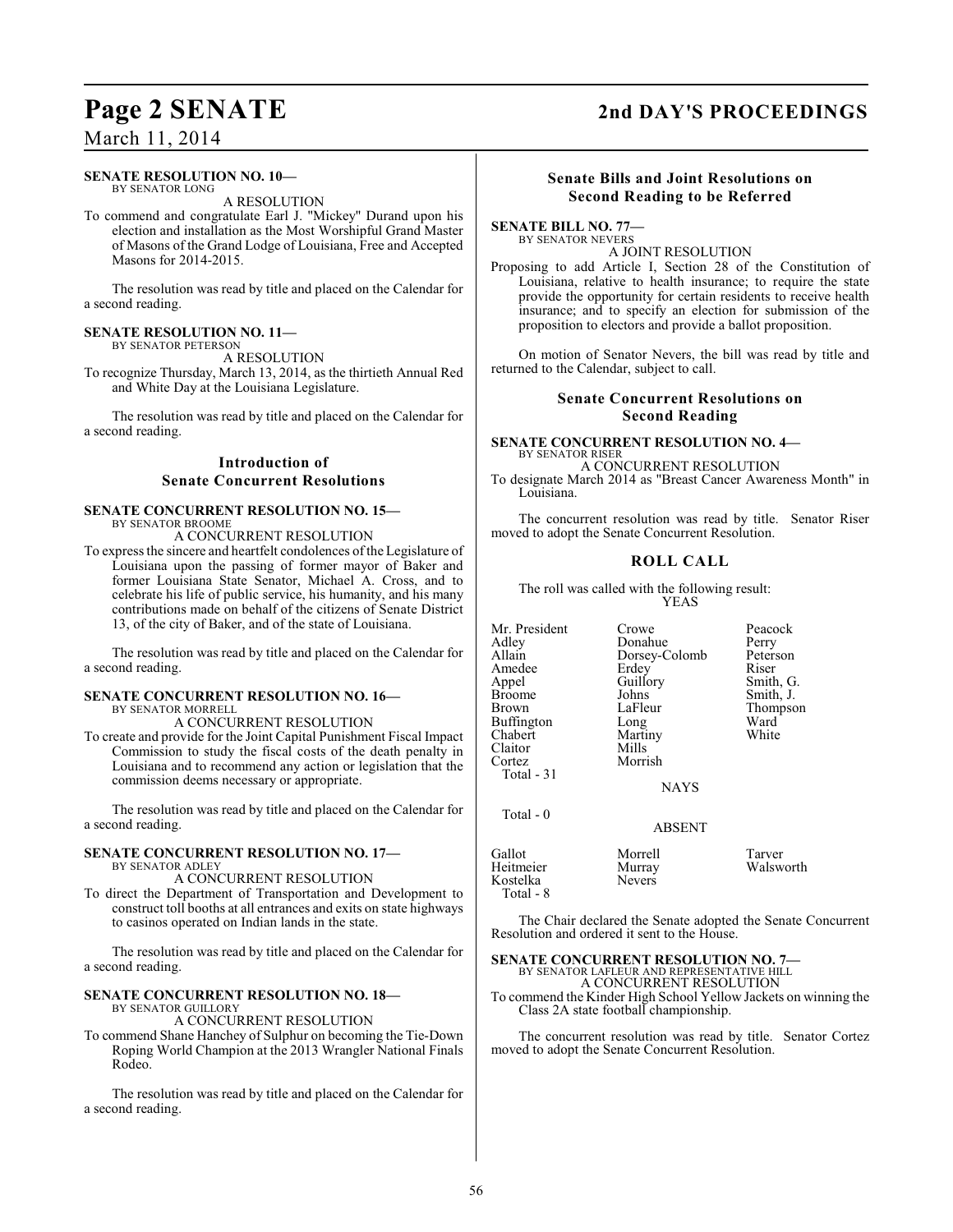**SENATE RESOLUTION NO. 10—**
BY SENATOR LONG
A RESOLUTION

To commend and congratulate Earl J. "Mickey" Durand upon his election and installation as the Most Worshipful Grand Master of Masons of the Grand Lodge of Louisiana, Free and Accepted Masons for 2014-2015.

The resolution was read by title and placed on the Calendar for a second reading.

**SENATE RESOLUTION NO. 11—**
BY SENATOR PETERSON
A RESOLUTION

To recognize Thursday, March 13, 2014, as the thirtieth Annual Red and White Day at the Louisiana Legislature.

The resolution was read by title and placed on the Calendar for a second reading.

## Introduction of Senate Concurrent Resolutions

**SENATE CONCURRENT RESOLUTION NO. 15—**
BY SENATOR BROOME
A CONCURRENT RESOLUTION

To express the sincere and heartfelt condolences of the Legislature of Louisiana upon the passing of former mayor of Baker and former Louisiana State Senator, Michael A. Cross, and to celebrate his life of public service, his humanity, and his many contributions made on behalf of the citizens of Senate District 13, of the city of Baker, and of the state of Louisiana.

The resolution was read by title and placed on the Calendar for a second reading.

**SENATE CONCURRENT RESOLUTION NO. 16—**
BY SENATOR MORRELL
A CONCURRENT RESOLUTION

To create and provide for the Joint Capital Punishment Fiscal Impact Commission to study the fiscal costs of the death penalty in Louisiana and to recommend any action or legislation that the commission deems necessary or appropriate.

The resolution was read by title and placed on the Calendar for a second reading.

**SENATE CONCURRENT RESOLUTION NO. 17—**
BY SENATOR ADLEY
A CONCURRENT RESOLUTION

To direct the Department of Transportation and Development to construct toll booths at all entrances and exits on state highways to casinos operated on Indian lands in the state.

The resolution was read by title and placed on the Calendar for a second reading.

**SENATE CONCURRENT RESOLUTION NO. 18—**
BY SENATOR GUILLORY
A CONCURRENT RESOLUTION

To commend Shane Hanchey of Sulphur on becoming the Tie-Down Roping World Champion at the 2013 Wrangler National Finals Rodeo.

The resolution was read by title and placed on the Calendar for a second reading.

## Senate Bills and Joint Resolutions on Second Reading to be Referred

**SENATE BILL NO. 77—**
BY SENATOR NEVERS
A JOINT RESOLUTION

Proposing to add Article I, Section 28 of the Constitution of Louisiana, relative to health insurance; to require the state provide the opportunity for certain residents to receive health insurance; and to specify an election for submission of the proposition to electors and provide a ballot proposition.

On motion of Senator Nevers, the bill was read by title and returned to the Calendar, subject to call.

## Senate Concurrent Resolutions on Second Reading

**SENATE CONCURRENT RESOLUTION NO. 4—**
BY SENATOR RISER
A CONCURRENT RESOLUTION

To designate March 2014 as "Breast Cancer Awareness Month" in Louisiana.

The concurrent resolution was read by title. Senator Riser moved to adopt the Senate Concurrent Resolution.

### ROLL CALL

The roll was called with the following result:

YEAS

| | | |
|---|---|---|
| Mr. President | Crowe | Peacock |
| Adley | Donahue | Perry |
| Allain | Dorsey-Colomb | Peterson |
| Amedee | Erdey | Riser |
| Appel | Guillory | Smith, G. |
| Broome | Johns | Smith, J. |
| Brown | LaFleur | Thompson |
| Buffington | Long | Ward |
| Chabert | Martiny | White |
| Claitor | Mills | |
| Cortez | Morrish | |

Total - 31

NAYS

Total - 0

ABSENT

| | | |
|---|---|---|
| Gallot | Morrell | Tarver |
| Heitmeier | Murray | Walsworth |
| Kostelka | Nevers | |

Total - 8

The Chair declared the Senate adopted the Senate Concurrent Resolution and ordered it sent to the House.

**SENATE CONCURRENT RESOLUTION NO. 7—**
BY SENATOR LAFLEUR AND REPRESENTATIVE HILL
A CONCURRENT RESOLUTION

To commend the Kinder High School Yellow Jackets on winning the Class 2A state football championship.

The concurrent resolution was read by title. Senator Cortez moved to adopt the Senate Concurrent Resolution.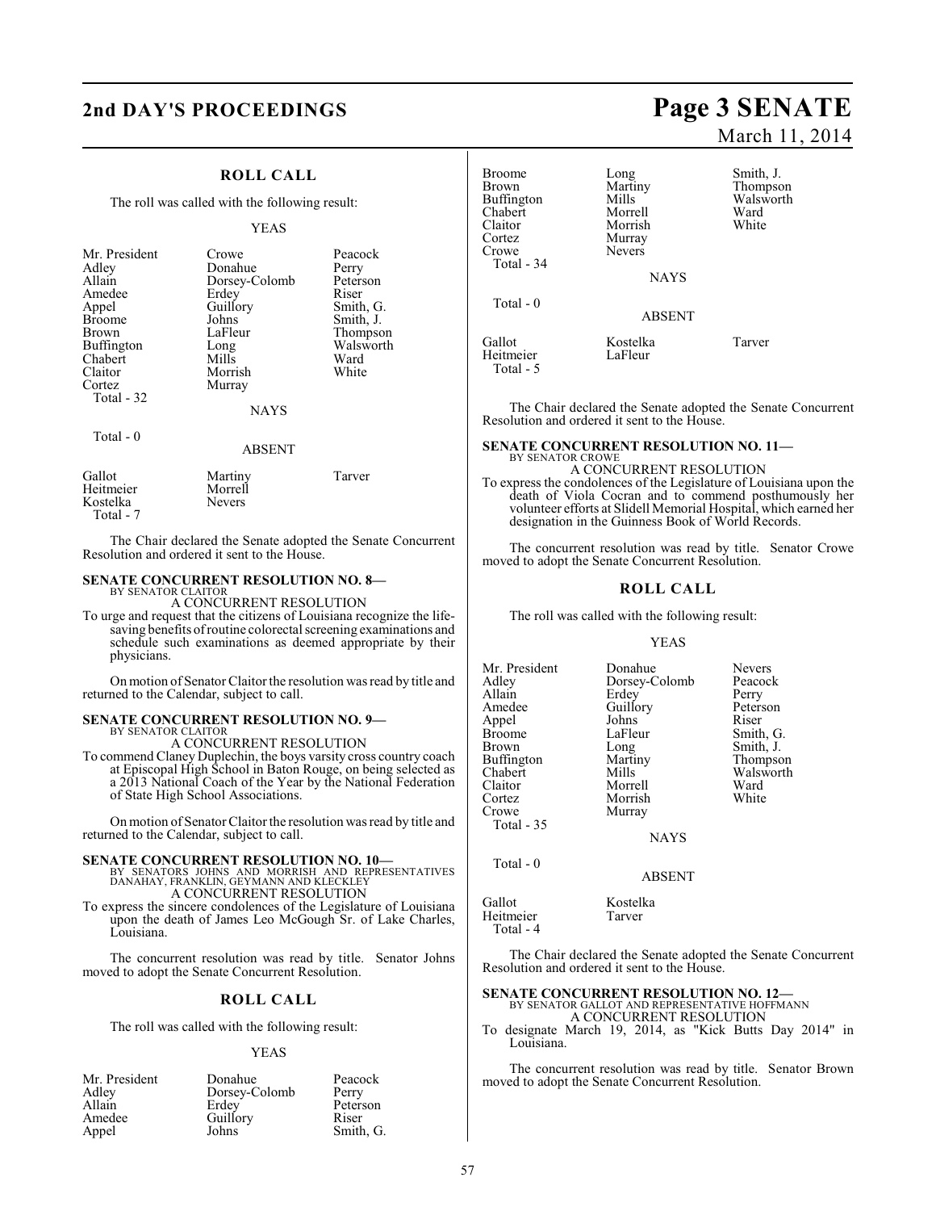## ROLL CALL

The roll was called with the following result:

YEAS

| | | |
|---|---|---|
| Mr. President | Crowe | Peacock |
| Adley | Donahue | Perry |
| Allain | Dorsey-Colomb | Peterson |
| Amedee | Erdey | Riser |
| Appel | Guillory | Smith, G. |
| Broome | Johns | Smith, J. |
| Brown | LaFleur | Thompson |
| Buffington | Long | Walsworth |
| Chabert | Mills | Ward |
| Claitor | Morrish | White |
| Cortez | Murray | |
| Total - 32 | | |

NAYS

Total - 0

ABSENT

| | | |
|---|---|---|
| Gallot | Martiny | Tarver |
| Heitmeier | Morrell | |
| Kostelka | Nevers | |
| Total - 7 | | |

The Chair declared the Senate adopted the Senate Concurrent Resolution and ordered it sent to the House.

### SENATE CONCURRENT RESOLUTION NO. 8—

BY SENATOR CLAITOR

A CONCURRENT RESOLUTION

To urge and request that the citizens of Louisiana recognize the life-saving benefits of routine colorectal screening examinations and schedule such examinations as deemed appropriate by their physicians.

On motion of Senator Claitor the resolution was read by title and returned to the Calendar, subject to call.

### SENATE CONCURRENT RESOLUTION NO. 9—

BY SENATOR CLAITOR

A CONCURRENT RESOLUTION

To commend Claney Duplechin, the boys varsity cross country coach at Episcopal High School in Baton Rouge, on being selected as a 2013 National Coach of the Year by the National Federation of State High School Associations.

On motion of Senator Claitor the resolution was read by title and returned to the Calendar, subject to call.

### SENATE CONCURRENT RESOLUTION NO. 10—

BY SENATORS JOHNS AND MORRISH AND REPRESENTATIVES DANAHAY, FRANKLIN, GEYMANN AND KLECKLEY

A CONCURRENT RESOLUTION

To express the sincere condolences of the Legislature of Louisiana upon the death of James Leo McGough Sr. of Lake Charles, Louisiana.

The concurrent resolution was read by title. Senator Johns moved to adopt the Senate Concurrent Resolution.

## ROLL CALL

The roll was called with the following result:

YEAS

| | | |
|---|---|---|
| Mr. President | Donahue | Peacock |
| Adley | Dorsey-Colomb | Perry |
| Allain | Erdey | Peterson |
| Amedee | Guillory | Riser |
| Appel | Johns | Smith, G. |
| Broome | Long | Smith, J. |
| Brown | Martiny | Thompson |
| Buffington | Mills | Walsworth |
| Chabert | Morrell | Ward |
| Claitor | Morrish | White |
| Cortez | Murray | |
| Crowe | Nevers | |
| Total - 34 | | |

NAYS

Total - 0

ABSENT

| | | |
|---|---|---|
| Gallot | Kostelka | Tarver |
| Heitmeier | LaFleur | |
| Total - 5 | | |

The Chair declared the Senate adopted the Senate Concurrent Resolution and ordered it sent to the House.

### SENATE CONCURRENT RESOLUTION NO. 11—

BY SENATOR CROWE

A CONCURRENT RESOLUTION

To express the condolences of the Legislature of Louisiana upon the death of Viola Cocran and to commend posthumously her volunteer efforts at Slidell Memorial Hospital, which earned her designation in the Guinness Book of World Records.

The concurrent resolution was read by title. Senator Crowe moved to adopt the Senate Concurrent Resolution.

## ROLL CALL

The roll was called with the following result:

YEAS

| | | |
|---|---|---|
| Mr. President | Donahue | Nevers |
| Adley | Dorsey-Colomb | Peacock |
| Allain | Erdey | Perry |
| Amedee | Guillory | Peterson |
| Appel | Johns | Riser |
| Broome | LaFleur | Smith, G. |
| Brown | Long | Smith, J. |
| Buffington | Martiny | Thompson |
| Chabert | Mills | Walsworth |
| Claitor | Morrell | Ward |
| Cortez | Morrish | White |
| Crowe | Murray | |
| Total - 35 | | |

NAYS

Total - 0

ABSENT

| | |
|---|---|
| Gallot | Kostelka |
| Heitmeier | Tarver |
| Total - 4 | |

The Chair declared the Senate adopted the Senate Concurrent Resolution and ordered it sent to the House.

### SENATE CONCURRENT RESOLUTION NO. 12—

BY SENATOR GALLOT AND REPRESENTATIVE HOFFMANN

A CONCURRENT RESOLUTION

To designate March 19, 2014, as "Kick Butts Day 2014" in Louisiana.

The concurrent resolution was read by title. Senator Brown moved to adopt the Senate Concurrent Resolution.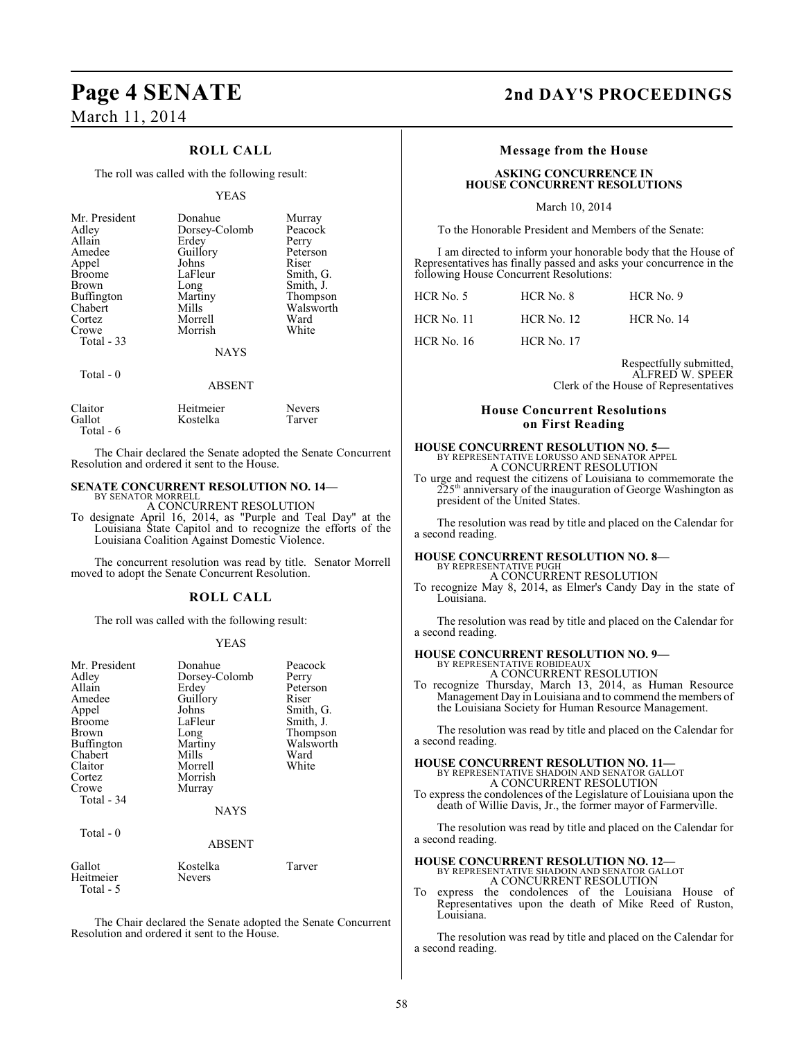## ROLL CALL

The roll was called with the following result:

YEAS

| | | |
|---|---|---|
| Mr. President | Donahue | Murray |
| Adley | Dorsey-Colomb | Peacock |
| Allain | Erdey | Perry |
| Amedee | Guillory | Peterson |
| Appel | Johns | Riser |
| Broome | LaFleur | Smith, G. |
| Brown | Long | Smith, J. |
| Buffington | Martiny | Thompson |
| Chabert | Mills | Walsworth |
| Cortez | Morrell | Ward |
| Crowe | Morrish | White |
| Total - 33 | | |

NAYS

Total - 0

ABSENT

| | | |
|---|---|---|
| Claitor | Heitmeier | Nevers |
| Gallot | Kostelka | Tarver |
| Total - 6 | | |

The Chair declared the Senate adopted the Senate Concurrent Resolution and ordered it sent to the House.

**SENATE CONCURRENT RESOLUTION NO. 14—**
BY SENATOR MORRELL
A CONCURRENT RESOLUTION
To designate April 16, 2014, as "Purple and Teal Day" at the Louisiana State Capitol and to recognize the efforts of the Louisiana Coalition Against Domestic Violence.

The concurrent resolution was read by title. Senator Morrell moved to adopt the Senate Concurrent Resolution.

## ROLL CALL

The roll was called with the following result:

YEAS

| | | |
|---|---|---|
| Mr. President | Donahue | Peacock |
| Adley | Dorsey-Colomb | Perry |
| Allain | Erdey | Peterson |
| Amedee | Guillory | Riser |
| Appel | Johns | Smith, G. |
| Broome | LaFleur | Smith, J. |
| Brown | Long | Thompson |
| Buffington | Martiny | Walsworth |
| Chabert | Mills | Ward |
| Claitor | Morrell | White |
| Cortez | Morrish | |
| Crowe | Murray | |
| Total - 34 | | |

NAYS

Total - 0

ABSENT

| | | |
|---|---|---|
| Gallot | Kostelka | Tarver |
| Heitmeier | Nevers | |
| Total - 5 | | |

The Chair declared the Senate adopted the Senate Concurrent Resolution and ordered it sent to the House.

## Message from the House

**ASKING CONCURRENCE IN HOUSE CONCURRENT RESOLUTIONS**

March 10, 2014

To the Honorable President and Members of the Senate:

I am directed to inform your honorable body that the House of Representatives has finally passed and asks your concurrence in the following House Concurrent Resolutions:

| | | |
|---|---|---|
| HCR No. 5 | HCR No. 8 | HCR No. 9 |
| HCR No. 11 | HCR No. 12 | HCR No. 14 |
| HCR No. 16 | HCR No. 17 | |

Respectfully submitted,
ALFRED W. SPEER
Clerk of the House of Representatives

## House Concurrent Resolutions on First Reading

**HOUSE CONCURRENT RESOLUTION NO. 5—**
BY REPRESENTATIVE LORUSSO AND SENATOR APPEL
A CONCURRENT RESOLUTION
To urge and request the citizens of Louisiana to commemorate the 225th anniversary of the inauguration of George Washington as president of the United States.

The resolution was read by title and placed on the Calendar for a second reading.

**HOUSE CONCURRENT RESOLUTION NO. 8—**
BY REPRESENTATIVE PUGH
A CONCURRENT RESOLUTION
To recognize May 8, 2014, as Elmer's Candy Day in the state of Louisiana.

The resolution was read by title and placed on the Calendar for a second reading.

**HOUSE CONCURRENT RESOLUTION NO. 9—**
BY REPRESENTATIVE ROBIDEAUX
A CONCURRENT RESOLUTION
To recognize Thursday, March 13, 2014, as Human Resource Management Day in Louisiana and to commend the members of the Louisiana Society for Human Resource Management.

The resolution was read by title and placed on the Calendar for a second reading.

**HOUSE CONCURRENT RESOLUTION NO. 11—**
BY REPRESENTATIVE SHADOIN AND SENATOR GALLOT
A CONCURRENT RESOLUTION
To express the condolences of the Legislature of Louisiana upon the death of Willie Davis, Jr., the former mayor of Farmerville.

The resolution was read by title and placed on the Calendar for a second reading.

**HOUSE CONCURRENT RESOLUTION NO. 12—**
BY REPRESENTATIVE SHADOIN AND SENATOR GALLOT
A CONCURRENT RESOLUTION
To express the condolences of the Louisiana House of Representatives upon the death of Mike Reed of Ruston, Louisiana.

The resolution was read by title and placed on the Calendar for a second reading.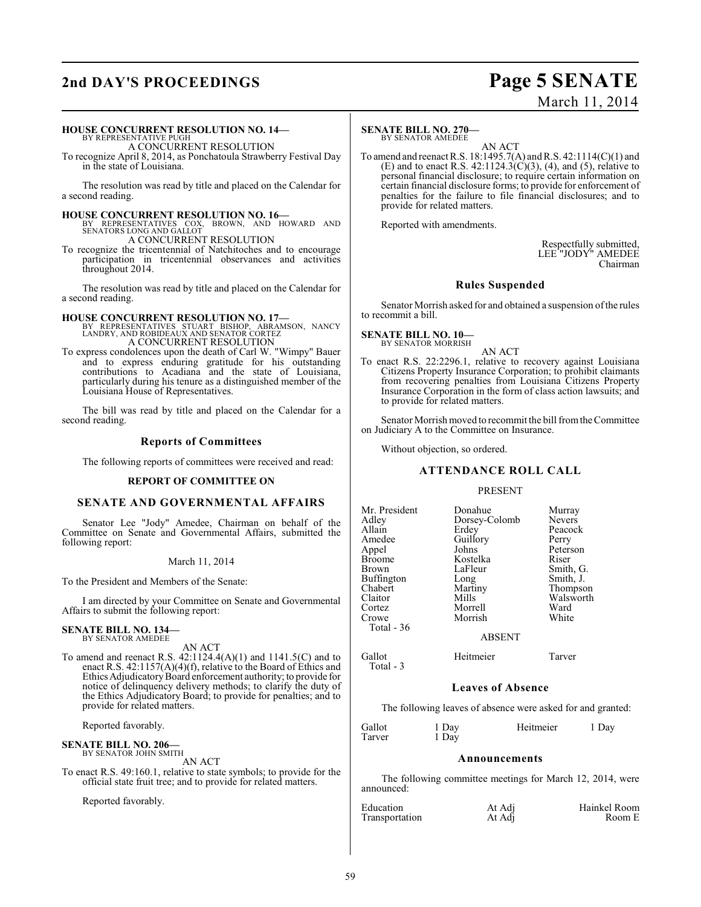**HOUSE CONCURRENT RESOLUTION NO. 14—**
BY REPRESENTATIVE PUGH
A CONCURRENT RESOLUTION

To recognize April 8, 2014, as Ponchatoula Strawberry Festival Day in the state of Louisiana.

The resolution was read by title and placed on the Calendar for a second reading.

**HOUSE CONCURRENT RESOLUTION NO. 16—**
BY REPRESENTATIVES COX, BROWN, AND HOWARD AND SENATORS LONG AND GALLOT
A CONCURRENT RESOLUTION

To recognize the tricentennial of Natchitoches and to encourage participation in tricentennial observances and activities throughout 2014.

The resolution was read by title and placed on the Calendar for a second reading.

**HOUSE CONCURRENT RESOLUTION NO. 17—**
BY REPRESENTATIVES STUART BISHOP, ABRAMSON, NANCY LANDRY, AND ROBIDEAUX AND SENATOR CORTEZ
A CONCURRENT RESOLUTION

To express condolences upon the death of Carl W. "Wimpy" Bauer and to express enduring gratitude for his outstanding contributions to Acadiana and the state of Louisiana, particularly during his tenure as a distinguished member of the Louisiana House of Representatives.

The bill was read by title and placed on the Calendar for a second reading.

## Reports of Committees

The following reports of committees were received and read:

### REPORT OF COMMITTEE ON

### SENATE AND GOVERNMENTAL AFFAIRS

Senator Lee "Jody" Amedee, Chairman on behalf of the Committee on Senate and Governmental Affairs, submitted the following report:

March 11, 2014

To the President and Members of the Senate:

I am directed by your Committee on Senate and Governmental Affairs to submit the following report:

**SENATE BILL NO. 134—**
BY SENATOR AMEDEE
AN ACT

To amend and reenact R.S. 42:1124.4(A)(1) and 1141.5(C) and to enact R.S. 42:1157(A)(4)(f), relative to the Board of Ethics and Ethics Adjudicatory Board enforcement authority; to provide for notice of delinquency delivery methods; to clarify the duty of the Ethics Adjudicatory Board; to provide for penalties; and to provide for related matters.

Reported favorably.

**SENATE BILL NO. 206—**
BY SENATOR JOHN SMITH
AN ACT

To enact R.S. 49:160.1, relative to state symbols; to provide for the official state fruit tree; and to provide for related matters.

Reported favorably.

**SENATE BILL NO. 270—**
BY SENATOR AMEDEE
AN ACT

To amend and reenact R.S. 18:1495.7(A) and R.S. 42:1114(C)(1) and (E) and to enact R.S. 42:1124.3(C)(3), (4), and (5), relative to personal financial disclosure; to require certain information on certain financial disclosure forms; to provide for enforcement of penalties for the failure to file financial disclosures; and to provide for related matters.

Reported with amendments.

Respectfully submitted,
LEE "JODY" AMEDEE
Chairman

## Rules Suspended

Senator Morrish asked for and obtained a suspension of the rules to recommit a bill.

**SENATE BILL NO. 10—**
BY SENATOR MORRISH
AN ACT

To enact R.S. 22:2296.1, relative to recovery against Louisiana Citizens Property Insurance Corporation; to prohibit claimants from recovering penalties from Louisiana Citizens Property Insurance Corporation in the form of class action lawsuits; and to provide for related matters.

Senator Morrish moved to recommit the bill from the Committee on Judiciary A to the Committee on Insurance.

Without objection, so ordered.

## ATTENDANCE ROLL CALL

PRESENT

| | | |
|---|---|---|
| Mr. President | Donahue | Murray |
| Adley | Dorsey-Colomb | Nevers |
| Allain | Erdey | Peacock |
| Amedee | Guillory | Perry |
| Appel | Johns | Peterson |
| Broome | Kostelka | Riser |
| Brown | LaFleur | Smith, G. |
| Buffington | Long | Smith, J. |
| Chabert | Martiny | Thompson |
| Claitor | Mills | Walsworth |
| Cortez | Morrell | Ward |
| Crowe | Morrish | White |
| Total - 36 | | |

ABSENT

| | | |
|---|---|---|
| Gallot | Heitmeier | Tarver |
| Total - 3 | | |

## Leaves of Absence

The following leaves of absence were asked for and granted:

| | | | |
|---|---|---|---|
| Gallot | 1 Day | Heitmeier | 1 Day |
| Tarver | 1 Day | | |

## Announcements

The following committee meetings for March 12, 2014, were announced:

| | | |
|---|---|---|
| Education | At Adj | Hainkel Room |
| Transportation | At Adj | Room E |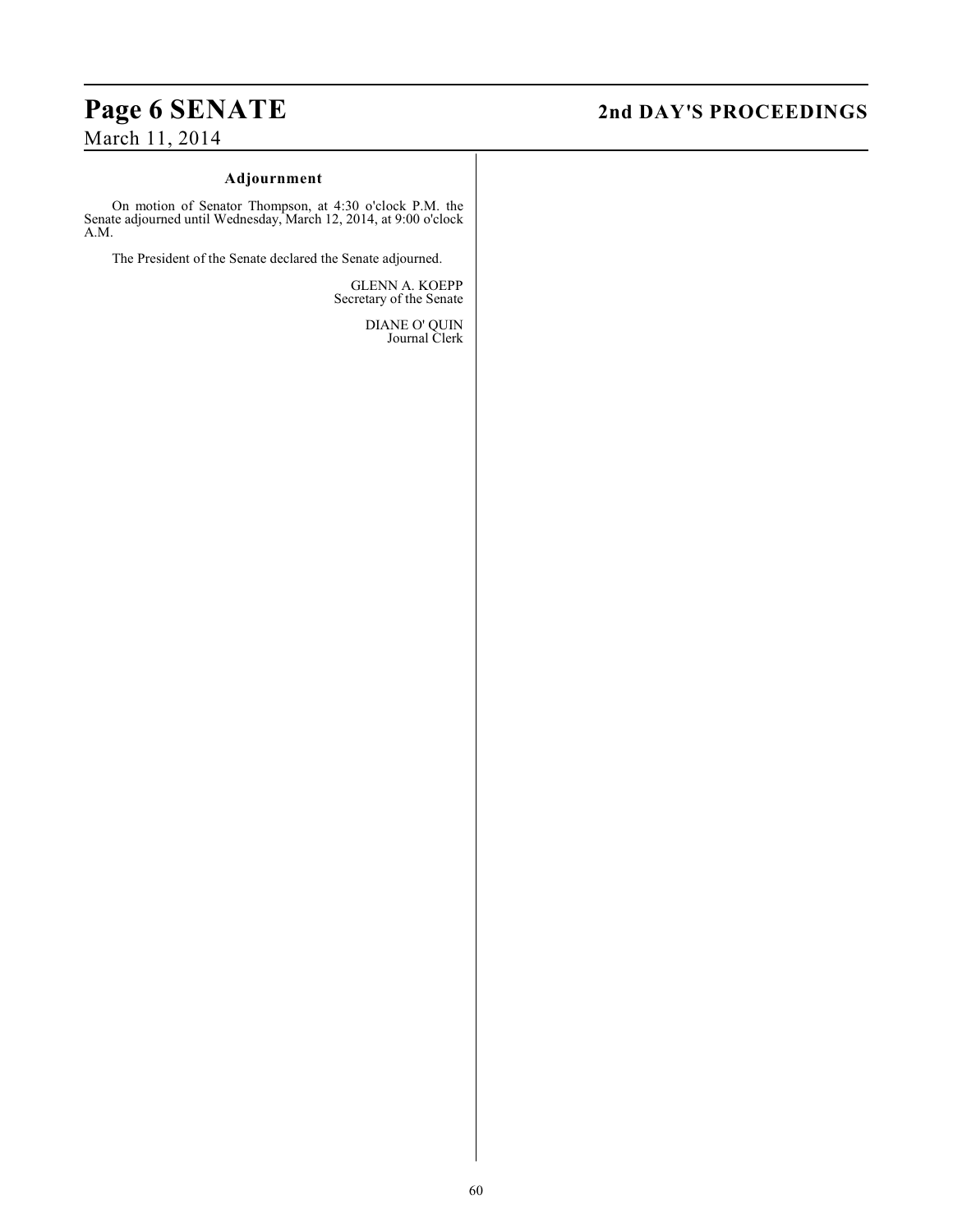### Adjournment

On motion of Senator Thompson, at 4:30 o'clock P.M. the Senate adjourned until Wednesday, March 12, 2014, at 9:00 o'clock A.M.

The President of the Senate declared the Senate adjourned.

GLENN A. KOEPP
Secretary of the Senate

DIANE O' QUIN
Journal Clerk